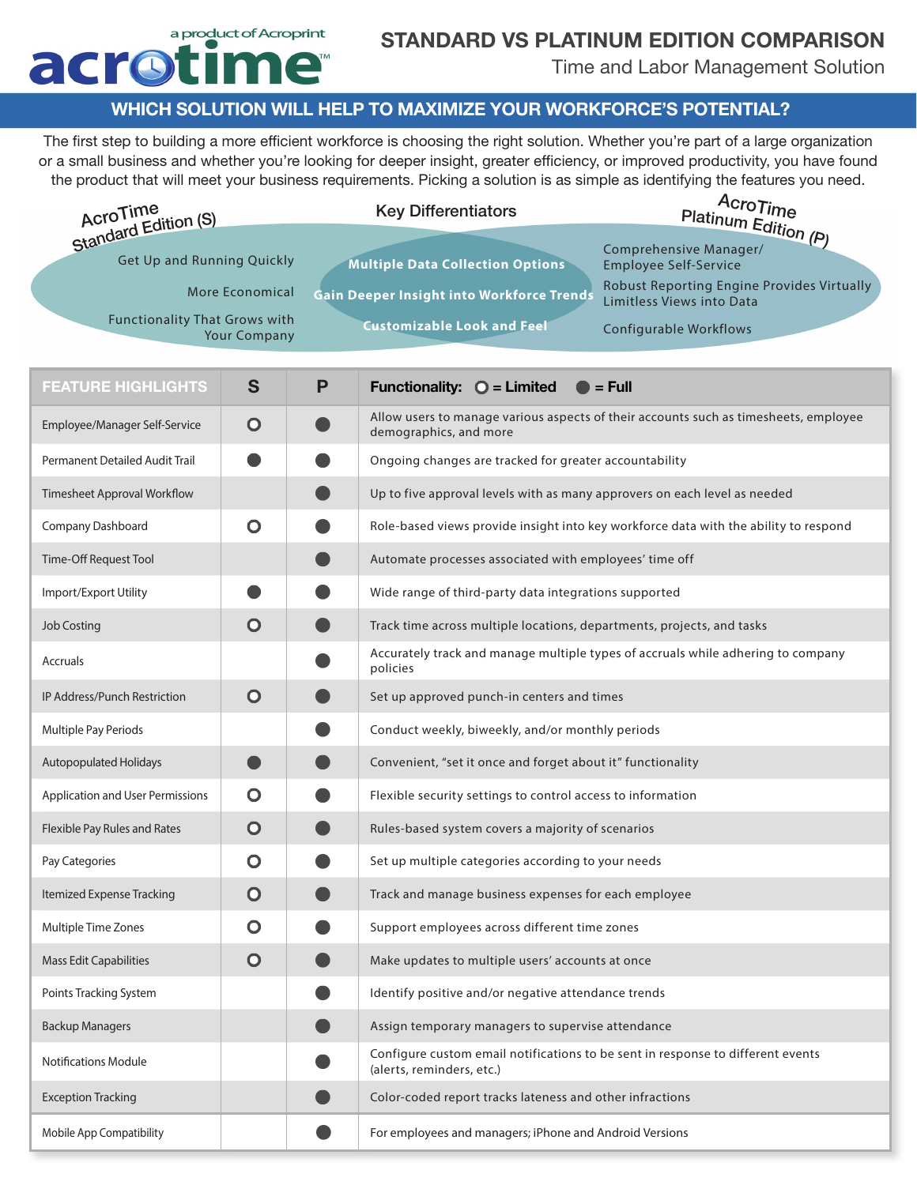a product of Acroprint

acrotime™

# STANDARD VS PLATINUM EDITION COMPARISON

Time and Labor Management Solution

## WHICH SOLUTION WILL HELP TO MAXIMIZE YOUR WORKFORCE'S POTENTIAL?

The first step to building a more efficient workforce is choosing the right solution. Whether you're part of a large organization or a small business and whether you're looking for deeper insight, greater efficiency, or improved productivity, you have found the product that will meet your business requirements. Picking a solution is as simple as identifying the features you need.

**AcroTime Standard Edition (S)**

- Get Up and Running Quickly
- More Economical
- Functionality That Grows with Your Company

**Key Differentiators**

- Multiple Data Collection Options
- Gain Deeper Insight into Workforce Trends
- Customizable Look and Feel

**AcroTime Platinum Edition (P)**

- Comprehensive Manager/ Employee Self-Service
- Robust Reporting Engine Provides Virtually Limitless Views into Data
- Configurable Workflows

| FEATURE HIGHLIGHTS | S | P | Functionality: ○ = Limited ● = Full |
|---|---|---|---|
| Employee/Manager Self-Service | ○ | ● | Allow users to manage various aspects of their accounts such as timesheets, employee demographics, and more |
| Permanent Detailed Audit Trail | ● | ● | Ongoing changes are tracked for greater accountability |
| Timesheet Approval Workflow | | ● | Up to five approval levels with as many approvers on each level as needed |
| Company Dashboard | ○ | ● | Role-based views provide insight into key workforce data with the ability to respond |
| Time-Off Request Tool | | ● | Automate processes associated with employees' time off |
| Import/Export Utility | ● | ● | Wide range of third-party data integrations supported |
| Job Costing | ○ | ● | Track time across multiple locations, departments, projects, and tasks |
| Accruals | | ● | Accurately track and manage multiple types of accruals while adhering to company policies |
| IP Address/Punch Restriction | ○ | ● | Set up approved punch-in centers and times |
| Multiple Pay Periods | | ● | Conduct weekly, biweekly, and/or monthly periods |
| Autopopulated Holidays | ● | ● | Convenient, "set it once and forget about it" functionality |
| Application and User Permissions | ○ | ● | Flexible security settings to control access to information |
| Flexible Pay Rules and Rates | ○ | ● | Rules-based system covers a majority of scenarios |
| Pay Categories | ○ | ● | Set up multiple categories according to your needs |
| Itemized Expense Tracking | ○ | ● | Track and manage business expenses for each employee |
| Multiple Time Zones | ○ | ● | Support employees across different time zones |
| Mass Edit Capabilities | ○ | ● | Make updates to multiple users' accounts at once |
| Points Tracking System | | ● | Identify positive and/or negative attendance trends |
| Backup Managers | | ● | Assign temporary managers to supervise attendance |
| Notifications Module | | ● | Configure custom email notifications to be sent in response to different events (alerts, reminders, etc.) |
| Exception Tracking | | ● | Color-coded report tracks lateness and other infractions |
| Mobile App Compatibility | | ● | For employees and managers; iPhone and Android Versions |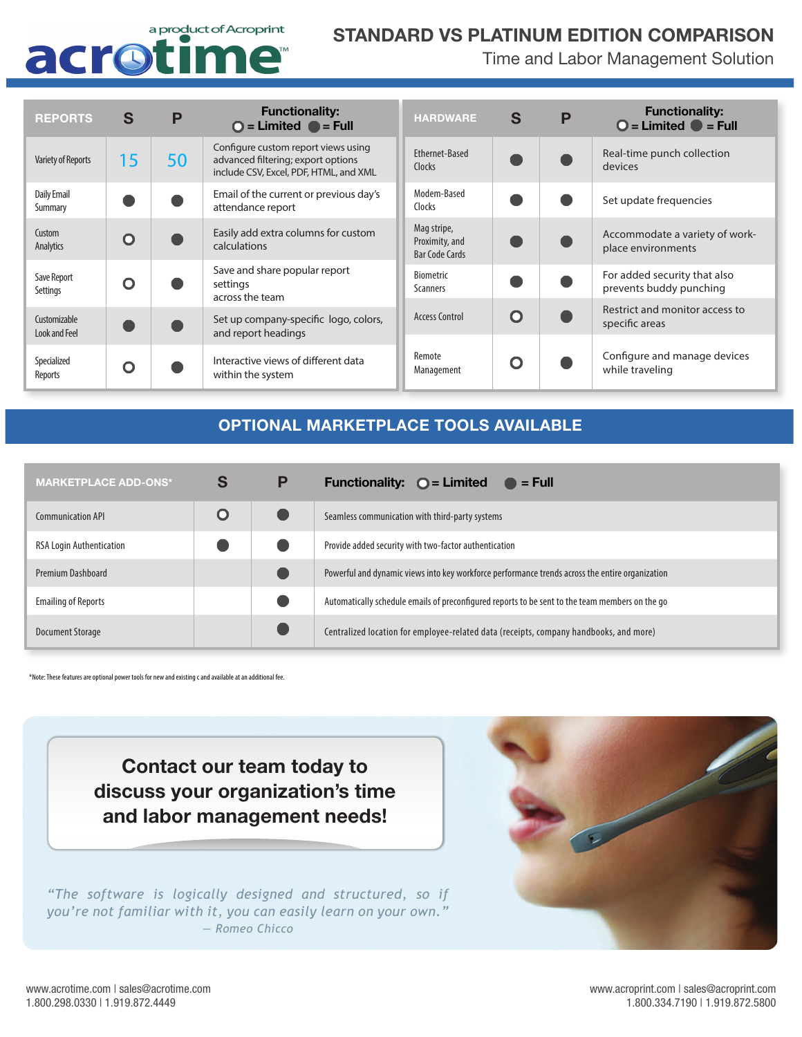# STANDARD VS PLATINUM EDITION COMPARISON

## Time and Labor Management Solution

| REPORTS | S | P | Functionality: ○ = Limited ● = Full |
|---|---|---|---|
| Variety of Reports | 15 | 50 | Configure custom report views using advanced filtering; export options include CSV, Excel, PDF, HTML, and XML |
| Daily Email Summary | ● | ● | Email of the current or previous day's attendance report |
| Custom Analytics | ○ | ● | Easily add extra columns for custom calculations |
| Save Report Settings | ○ | ● | Save and share popular report settings across the team |
| Customizable Look and Feel | ● | ● | Set up company-specific logo, colors, and report headings |
| Specialized Reports | ○ | ● | Interactive views of different data within the system |

| HARDWARE | S | P | Functionality: ○ = Limited ● = Full |
|---|---|---|---|
| Ethernet-Based Clocks | ● | ● | Real-time punch collection devices |
| Modem-Based Clocks | ● | ● | Set update frequencies |
| Mag stripe, Proximity, and Bar Code Cards | ● | ● | Accommodate a variety of work-place environments |
| Biometric Scanners | ● | ● | For added security that also prevents buddy punching |
| Access Control | ○ | ● | Restrict and monitor access to specific areas |
| Remote Management | ○ | ● | Configure and manage devices while traveling |

## OPTIONAL MARKETPLACE TOOLS AVAILABLE

| MARKETPLACE ADD-ONS* | S | P | Functionality: ○ = Limited ● = Full |
|---|---|---|---|
| Communication API | ○ | ● | Seamless communication with third-party systems |
| RSA Login Authentication | ● | ● | Provide added security with two-factor authentication |
| Premium Dashboard | | ● | Powerful and dynamic views into key workforce performance trends across the entire organization |
| Emailing of Reports | | ● | Automatically schedule emails of preconfigured reports to be sent to the team members on the go |
| Document Storage | | ● | Centralized location for employee-related data (receipts, company handbooks, and more) |

*Note: These features are optional power tools for new and existing c and available at an additional fee.

**Contact our team today to discuss your organization's time and labor management needs!**

*"The software is logically designed and structured, so if you're not familiar with it, you can easily learn on your own."*
*— Romeo Chicco*

www.acrotime.com | sales@acrotime.com
1.800.298.0330 | 1.919.872.4449

www.acroprint.com | sales@acroprint.com
1.800.334.7190 | 1.919.872.5800